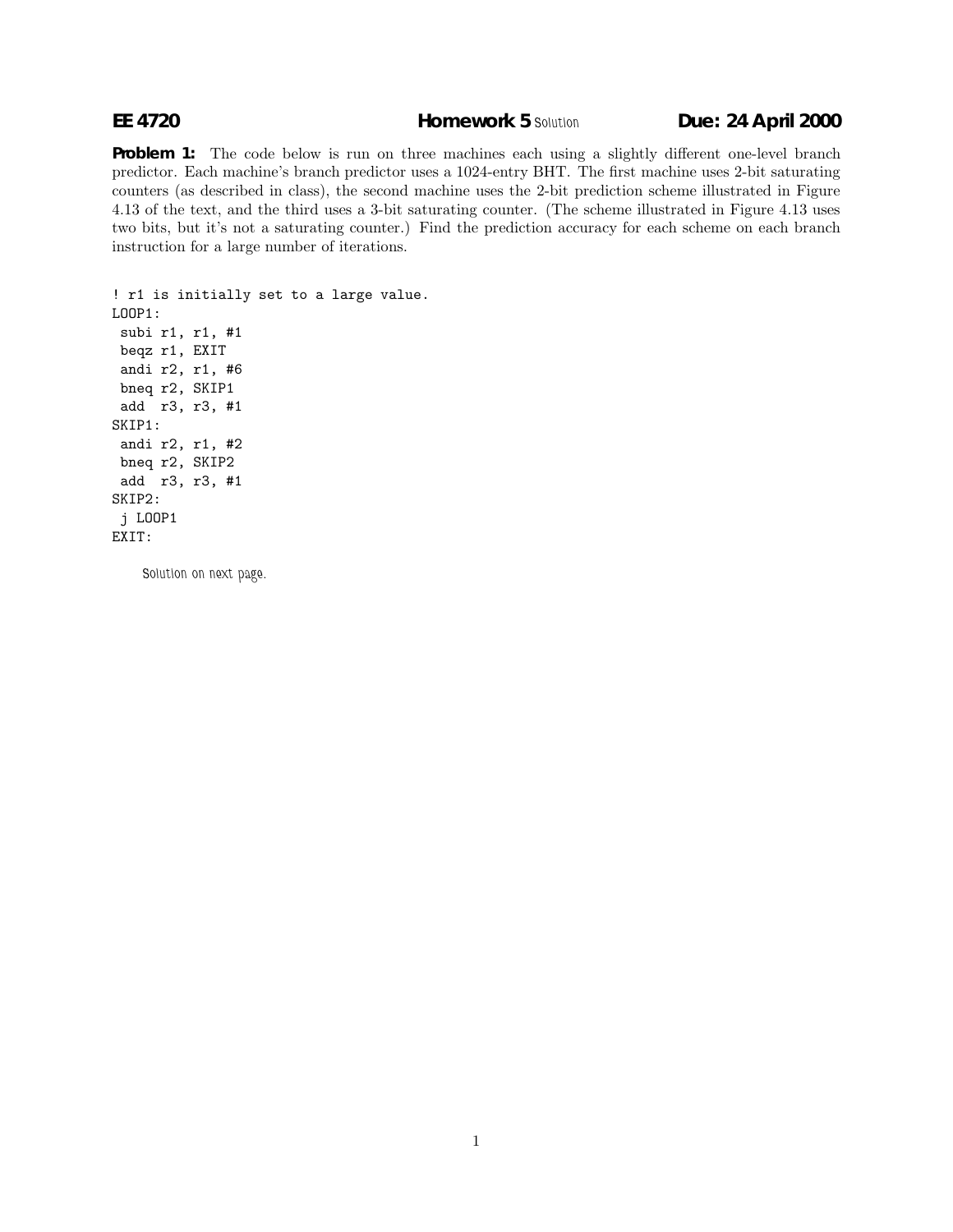**EE 4720** **Homework 5** Solution **Due: 24 April 2000**

**Problem 1:** The code below is run on three machines each using a slightly different one-level branch predictor. Each machine's branch predictor uses a 1024-entry BHT. The first machine uses 2-bit saturating counters (as described in class), the second machine uses the 2-bit prediction scheme illustrated in Figure 4.13 of the text, and the third uses a 3-bit saturating counter. (The scheme illustrated in Figure 4.13 uses two bits, but it's not a saturating counter.) Find the prediction accuracy for each scheme on each branch instruction for a large number of iterations.

```
! r1 is initially set to a large value.
LOOP1:
 subi r1, r1, #1
 beqz r1, EXIT
 andi r2, r1, #6
 bneq r2, SKIP1
 add  r3, r3, #1
SKIP1:
 andi r2, r1, #2
 bneq r2, SKIP2
 add  r3, r3, #1
SKIP2:
 j LOOP1
EXIT:
```

Solution on next page.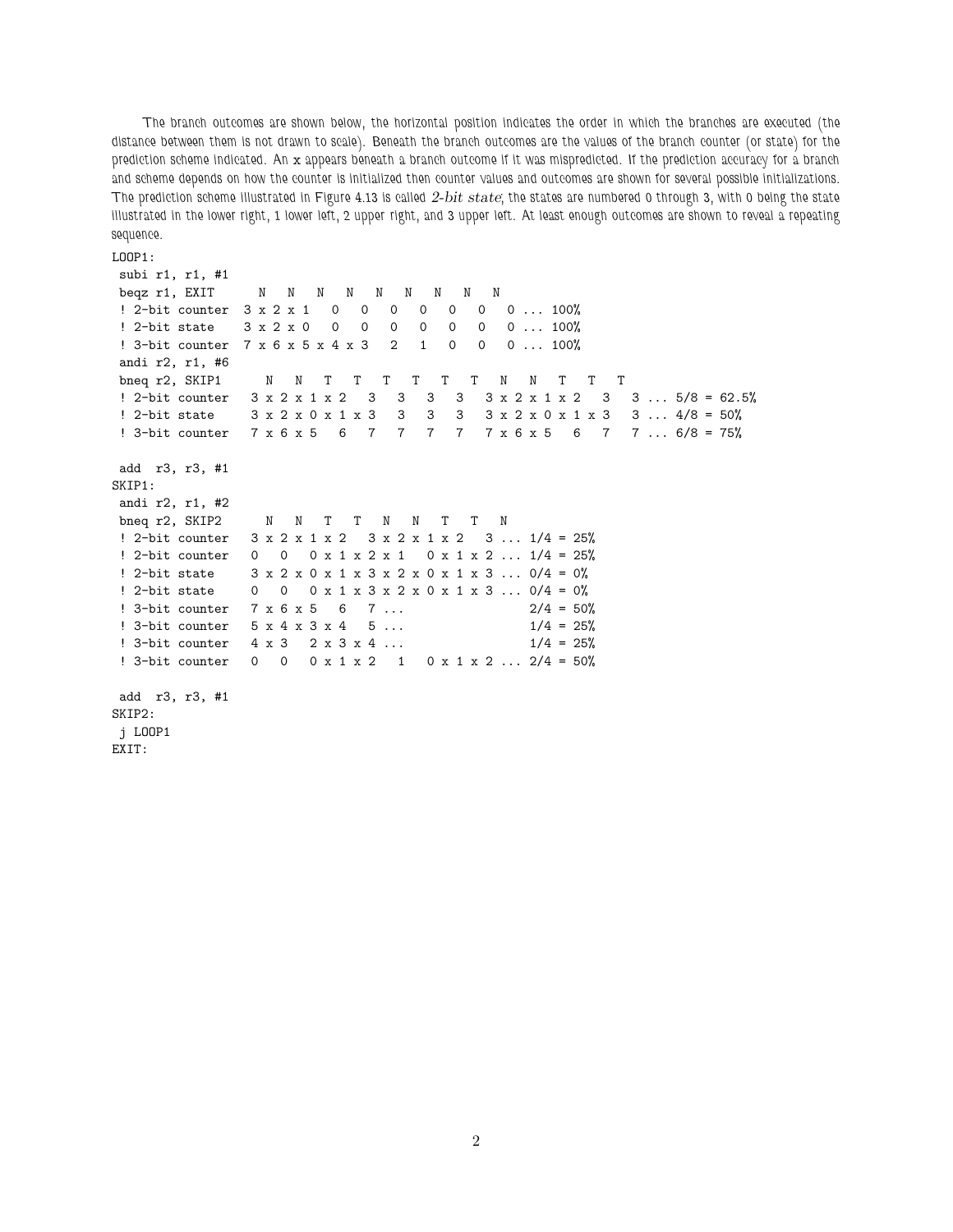The branch outcomes are shown below, the horizontal position indicates the order in which the branches are executed (the distance between them is not drawn to scale). Beneath the branch outcomes are the values of the branch counter (or state) for the prediction scheme indicated. An x appears beneath a branch outcome if it was mispredicted. If the prediction accuracy for a branch and scheme depends on how the counter is initialized then counter values and outcomes are shown for several possible initializations. The prediction scheme illustrated in Figure 4.13 is called *2-bit state*; the states are numbered 0 through 3, with 0 being the state illustrated in the lower right, 1 lower left, 2 upper right, and 3 upper left. At least enough outcomes are shown to reveal a repeating sequence.

```
LOOP1:
 subi r1, r1, #1
 beqz r1, EXIT      N   N   N   N   N   N   N   N   N
 ! 2-bit counter  3 x 2 x 1   0   0   0   0   0   0   0 ... 100%
 ! 2-bit state    3 x 2 x 0   0   0   0   0   0   0   0 ... 100%
 ! 3-bit counter  7 x 6 x 5 x 4 x 3   2   1   0   0   0 ... 100%
 andi r2, r1, #6
 bneq r2, SKIP1      N   N   T   T   T   T   T   T   N   N   T   T   T
 ! 2-bit counter   3 x 2 x 1 x 2   3   3   3   3   3 x 2 x 1 x 2   3   3 ... 5/8 = 62.5%
 ! 2-bit state     3 x 2 x 0 x 1 x 3   3   3   3   3 x 2 x 0 x 1 x 3   3 ... 4/8 = 50%
 ! 3-bit counter   7 x 6 x 5   6   7   7   7   7   7 x 6 x 5   6   7   7 ... 6/8 = 75%

 add  r3, r3, #1
SKIP1:
 andi r2, r1, #2
 bneq r2, SKIP2      N   N   T   T   N   N   T   T   N
 ! 2-bit counter   3 x 2 x 1 x 2   3 x 2 x 1 x 2   3 ... 1/4 = 25%
 ! 2-bit counter   0   0   0 x 1 x 2 x 1   0 x 1 x 2 ... 1/4 = 25%
 ! 2-bit state     3 x 2 x 0 x 1 x 3 x 2 x 0 x 1 x 3 ... 0/4 = 0%
 ! 2-bit state     0   0   0 x 1 x 3 x 2 x 0 x 1 x 3 ... 0/4 = 0%
 ! 3-bit counter   7 x 6 x 5   6   7 ...                 2/4 = 50%
 ! 3-bit counter   5 x 4 x 3 x 4   5 ...                 1/4 = 25%
 ! 3-bit counter   4 x 3   2 x 3 x 4 ...                 1/4 = 25%
 ! 3-bit counter   0   0   0 x 1 x 2   1   0 x 1 x 2 ... 2/4 = 50%

 add  r3, r3, #1
SKIP2:
 j LOOP1
EXIT:
```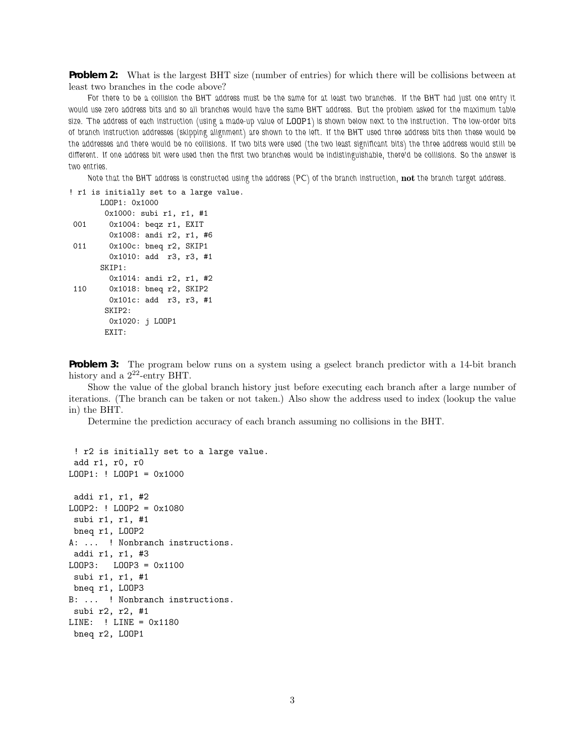**Problem 2:** What is the largest BHT size (number of entries) for which there will be collisions between at least two branches in the code above?

*For there to be a collision the BHT address must be the same for at least two branches. If the BHT had just one entry it would use zero address bits and so all branches would have the same BHT address. But the problem asked for the maximum table size. The address of each instruction (using a made-up value of LOOP1) is shown below next to the instruction. The low-order bits of branch instruction addresses (skipping alignment) are shown to the left. If the BHT used three address bits then these would be the addresses and there would be no collisions. If two bits were used (the two least significant bits) the three address would still be different. If one address bit were used then the first two branches would be indistinguishable, there'd be collisions. So the answer is two entries.*

*Note that the BHT address is constructed using the address (PC) of the branch instruction,* **not** *the branch target address.*

```
! r1 is initially set to a large value.
       LOOP1: 0x1000
        0x1000: subi r1, r1, #1
 001     0x1004: beqz r1, EXIT
         0x1008: andi r2, r1, #6
 011     0x100c: bneq r2, SKIP1
         0x1010: add  r3, r3, #1
       SKIP1:
         0x1014: andi r2, r1, #2
 110     0x1018: bneq r2, SKIP2
         0x101c: add  r3, r3, #1
        SKIP2:
         0x1020: j LOOP1
        EXIT:
```

**Problem 3:** The program below runs on a system using a gselect branch predictor with a 14-bit branch history and a $2^{22}$-entry BHT.

Show the value of the global branch history just before executing each branch after a large number of iterations. (The branch can be taken or not taken.) Also show the address used to index (lookup the value in) the BHT.

Determine the prediction accuracy of each branch assuming no collisions in the BHT.

```
 ! r2 is initially set to a large value.
 add r1, r0, r0
LOOP1: ! LOOP1 = 0x1000

 addi r1, r1, #2
LOOP2: ! LOOP2 = 0x1080
 subi r1, r1, #1
 bneq r1, LOOP2
A: ...  ! Nonbranch instructions.
 addi r1, r1, #3
LOOP3:   LOOP3 = 0x1100
 subi r1, r1, #1
 bneq r1, LOOP3
B: ...  ! Nonbranch instructions.
 subi r2, r2, #1
LINE:  ! LINE = 0x1180
 bneq r2, LOOP1
```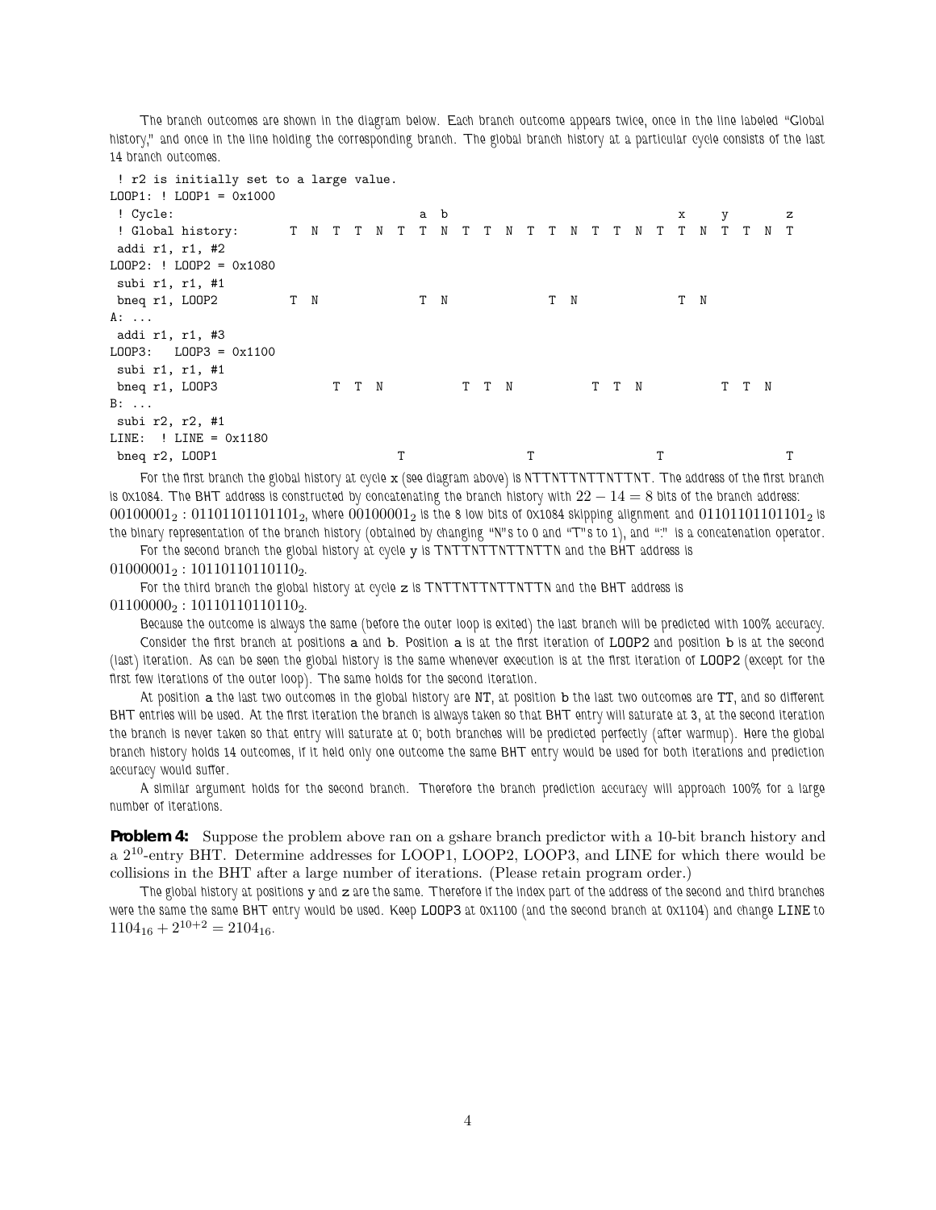The branch outcomes are shown in the diagram below. Each branch outcome appears twice, once in the line labeled "Global history," and once in the line holding the corresponding branch. The global branch history at a particular cycle consists of the last 14 branch outcomes.

```
 ! r2 is initially set to a large value.
LOOP1: ! LOOP1 = 0x1000
 ! Cycle:                                  a  b                                      x     y        z
 ! Global history:      T  N  T  T  N  T  T  N  T  T  N  T  T  N  T  T  N  T  T  N  T  T  N  T
 addi r1, r1, #2
LOOP2: ! LOOP2 = 0x1080
 subi r1, r1, #1
 bneq r1, LOOP2         T  N                 T  N                 T  N                 T  N
A: ...
 addi r1, r1, #3
LOOP3:   LOOP3 = 0x1100
 subi r1, r1, #1
 bneq r1, LOOP3               T  T  N              T  T  N              T  T  N              T  T  N
B: ...
 subi r2, r2, #1
LINE:  ! LINE = 0x1180
 bneq r2, LOOP1                        T                    T                    T                    T
```

For the first branch the global history at cycle x (see diagram above) is NTTNTTNTTNTTNT. The address of the first branch is 0x1084. The BHT address is constructed by concatenating the branch history with $22 - 14 = 8$ bits of the branch address: $00100001_2 : 01101101101101_2$, where $00100001_2$ is the 8 low bits of 0x1084 skipping alignment and $01101101101101_2$ is the binary representation of the branch history (obtained by changing "N"s to 0 and "T"s to 1), and ":" is a concatenation operator.

For the second branch the global history at cycle y is TNTTNTTNTTNTTN and the BHT address is $01000001_2 : 10110110110110_2$.

For the third branch the global history at cycle z is TNTTNTTNTTNTTN and the BHT address is $01100000_2 : 10110110110110_2$.

Because the outcome is always the same (before the outer loop is exited) the last branch will be predicted with 100% accuracy.

Consider the first branch at positions a and b. Position a is at the first iteration of LOOP2 and position b is at the second (last) iteration. As can be seen the global history is the same whenever execution is at the first iteration of LOOP2 (except for the first few iterations of the outer loop). The same holds for the second iteration.

At position a the last two outcomes in the global history are NT, at position b the last two outcomes are TT, and so different BHT entries will be used. At the first iteration the branch is always taken so that BHT entry will saturate at 3, at the second iteration the branch is never taken so that entry will saturate at 0; both branches will be predicted perfectly (after warmup). Here the global branch history holds 14 outcomes, if it held only one outcome the same BHT entry would be used for both iterations and prediction accuracy would suffer.

A similar argument holds for the second branch. Therefore the branch prediction accuracy will approach 100% for a large number of iterations.

**Problem 4:** Suppose the problem above ran on a gshare branch predictor with a 10-bit branch history and a $2^{10}$-entry BHT. Determine addresses for LOOP1, LOOP2, LOOP3, and LINE for which there would be collisions in the BHT after a large number of iterations. (Please retain program order.)

The global history at positions y and z are the same. Therefore if the index part of the address of the second and third branches were the same the same BHT entry would be used. Keep LOOP3 at 0x1100 (and the second branch at 0x1104) and change LINE to $1104_{16} + 2^{10+2} = 2104_{16}$.